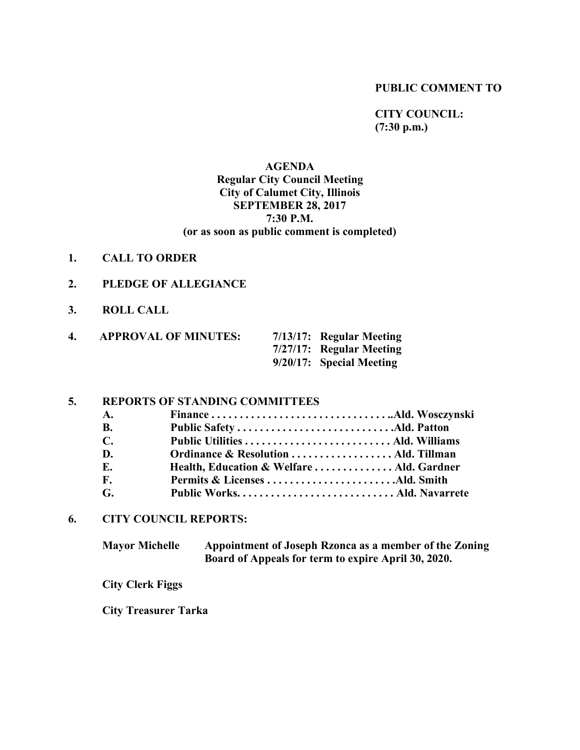**PUBLIC COMMENT TO**

**CITY COUNCIL:**
**(7:30 p.m.)**

# AGENDA

## Regular City Council Meeting
## City of Calumet City, Illinois
## SEPTEMBER 28, 2017
## 7:30 P.M.
## (or as soon as public comment is completed)

1. **CALL TO ORDER**

2. **PLEDGE OF ALLEGIANCE**

3. **ROLL CALL**

4. **APPROVAL OF MINUTES:**
   - **7/13/17: Regular Meeting**
   - **7/27/17: Regular Meeting**
   - **9/20/17: Special Meeting**

5. **REPORTS OF STANDING COMMITTEES**
   - **A. Finance . . . . . . . . . . . . . . . . . . . . . . . . . . . . . . . ..Ald. Wosczynski**
   - **B. Public Safety . . . . . . . . . . . . . . . . . . . . . . . . . . . .Ald. Patton**
   - **C. Public Utilities . . . . . . . . . . . . . . . . . . . . . . . . . . Ald. Williams**
   - **D. Ordinance & Resolution . . . . . . . . . . . . . . . . . . Ald. Tillman**
   - **E. Health, Education & Welfare . . . . . . . . . . . . . . Ald. Gardner**
   - **F. Permits & Licenses . . . . . . . . . . . . . . . . . . . . . . .Ald. Smith**
   - **G. Public Works. . . . . . . . . . . . . . . . . . . . . . . . . . . . Ald. Navarrete**

6. **CITY COUNCIL REPORTS:**

   **Mayor Michelle** — **Appointment of Joseph Rzonca as a member of the Zoning Board of Appeals for term to expire April 30, 2020.**

   **City Clerk Figgs**

   **City Treasurer Tarka**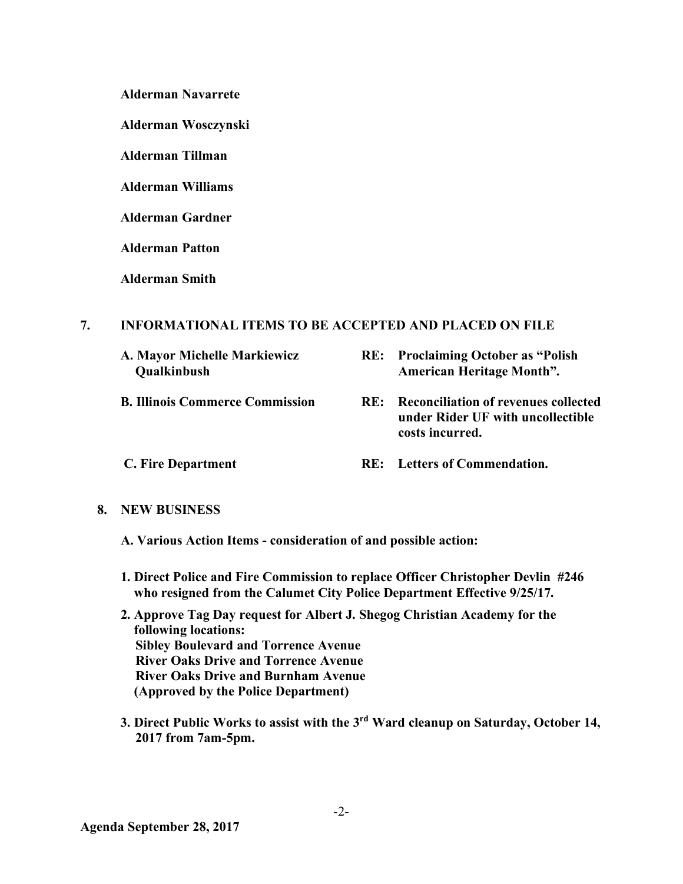**Alderman Navarrete**

**Alderman Wosczynski**

**Alderman Tillman**

**Alderman Williams**

**Alderman Gardner**

**Alderman Patton**

**Alderman Smith**

## 7. INFORMATIONAL ITEMS TO BE ACCEPTED AND PLACED ON FILE

| | | |
|---|---|---|
| **A. Mayor Michelle Markiewicz Qualkinbush** | **RE:** | **Proclaiming October as "Polish American Heritage Month".** |
| **B. Illinois Commerce Commission** | **RE:** | **Reconciliation of revenues collected under Rider UF with uncollectible costs incurred.** |
| **C. Fire Department** | **RE:** | **Letters of Commendation.** |

## 8. NEW BUSINESS

**A. Various Action Items - consideration of and possible action:**

**1. Direct Police and Fire Commission to replace Officer Christopher Devlin #246 who resigned from the Calumet City Police Department Effective 9/25/17.**

**2. Approve Tag Day request for Albert J. Shegog Christian Academy for the following locations:**
**Sibley Boulevard and Torrence Avenue**
**River Oaks Drive and Torrence Avenue**
**River Oaks Drive and Burnham Avenue**
**(Approved by the Police Department)**

**3. Direct Public Works to assist with the 3rd Ward cleanup on Saturday, October 14, 2017 from 7am-5pm.**

**Agenda September 28, 2017**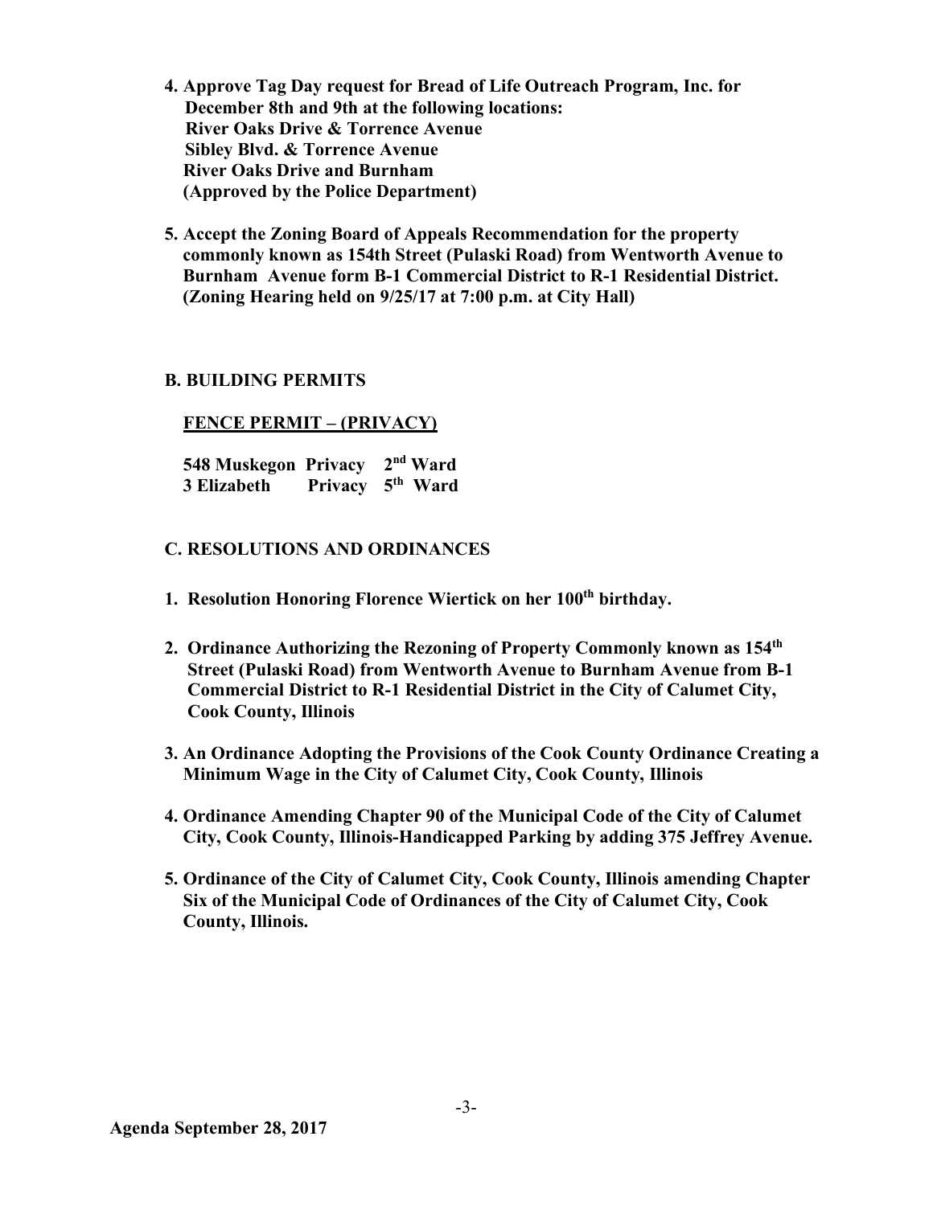**4. Approve Tag Day request for Bread of Life Outreach Program, Inc. for December 8th and 9th at the following locations:**
**River Oaks Drive & Torrence Avenue**
**Sibley Blvd. & Torrence Avenue**
**River Oaks Drive and Burnham**
**(Approved by the Police Department)**

**5. Accept the Zoning Board of Appeals Recommendation for the property commonly known as 154th Street (Pulaski Road) from Wentworth Avenue to Burnham Avenue form B-1 Commercial District to R-1 Residential District. (Zoning Hearing held on 9/25/17 at 7:00 p.m. at City Hall)**

## B. BUILDING PERMITS

**FENCE PERMIT – (PRIVACY)**

| | | |
|---|---|---|
| **548 Muskegon** | **Privacy** | **2nd Ward** |
| **3 Elizabeth** | **Privacy** | **5th Ward** |

## C. RESOLUTIONS AND ORDINANCES

1. **Resolution Honoring Florence Wiertick on her 100th birthday.**

2. **Ordinance Authorizing the Rezoning of Property Commonly known as 154th Street (Pulaski Road) from Wentworth Avenue to Burnham Avenue from B-1 Commercial District to R-1 Residential District in the City of Calumet City, Cook County, Illinois**

3. **An Ordinance Adopting the Provisions of the Cook County Ordinance Creating a Minimum Wage in the City of Calumet City, Cook County, Illinois**

4. **Ordinance Amending Chapter 90 of the Municipal Code of the City of Calumet City, Cook County, Illinois-Handicapped Parking by adding 375 Jeffrey Avenue.**

5. **Ordinance of the City of Calumet City, Cook County, Illinois amending Chapter Six of the Municipal Code of Ordinances of the City of Calumet City, Cook County, Illinois.**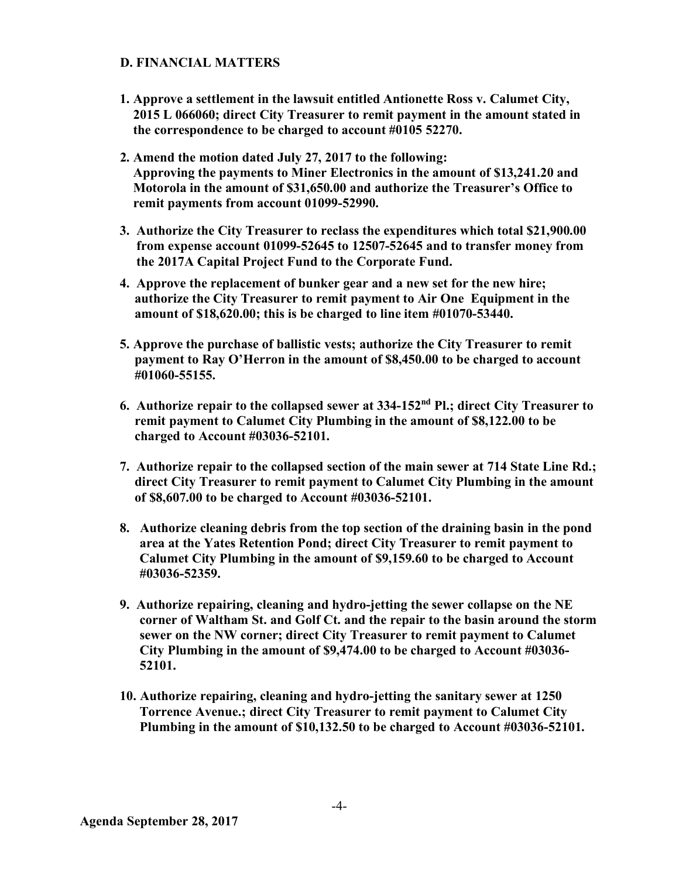## D. FINANCIAL MATTERS

1. **Approve a settlement in the lawsuit entitled Antionette Ross v. Calumet City, 2015 L 066060; direct City Treasurer to remit payment in the amount stated in the correspondence to be charged to account #0105 52270.**

2. **Amend the motion dated July 27, 2017 to the following: Approving the payments to Miner Electronics in the amount of $13,241.20 and Motorola in the amount of $31,650.00 and authorize the Treasurer's Office to remit payments from account 01099-52990.**

3. **Authorize the City Treasurer to reclass the expenditures which total $21,900.00 from expense account 01099-52645 to 12507-52645 and to transfer money from the 2017A Capital Project Fund to the Corporate Fund.**

4. **Approve the replacement of bunker gear and a new set for the new hire; authorize the City Treasurer to remit payment to Air One Equipment in the amount of $18,620.00; this is be charged to line item #01070-53440.**

5. **Approve the purchase of ballistic vests; authorize the City Treasurer to remit payment to Ray O'Herron in the amount of $8,450.00 to be charged to account #01060-55155.**

6. **Authorize repair to the collapsed sewer at 334-152nd Pl.; direct City Treasurer to remit payment to Calumet City Plumbing in the amount of $8,122.00 to be charged to Account #03036-52101.**

7. **Authorize repair to the collapsed section of the main sewer at 714 State Line Rd.; direct City Treasurer to remit payment to Calumet City Plumbing in the amount of $8,607.00 to be charged to Account #03036-52101.**

8. **Authorize cleaning debris from the top section of the draining basin in the pond area at the Yates Retention Pond; direct City Treasurer to remit payment to Calumet City Plumbing in the amount of $9,159.60 to be charged to Account #03036-52359.**

9. **Authorize repairing, cleaning and hydro-jetting the sewer collapse on the NE corner of Waltham St. and Golf Ct. and the repair to the basin around the storm sewer on the NW corner; direct City Treasurer to remit payment to Calumet City Plumbing in the amount of $9,474.00 to be charged to Account #03036-52101.**

10. **Authorize repairing, cleaning and hydro-jetting the sanitary sewer at 1250 Torrence Avenue.; direct City Treasurer to remit payment to Calumet City Plumbing in the amount of $10,132.50 to be charged to Account #03036-52101.**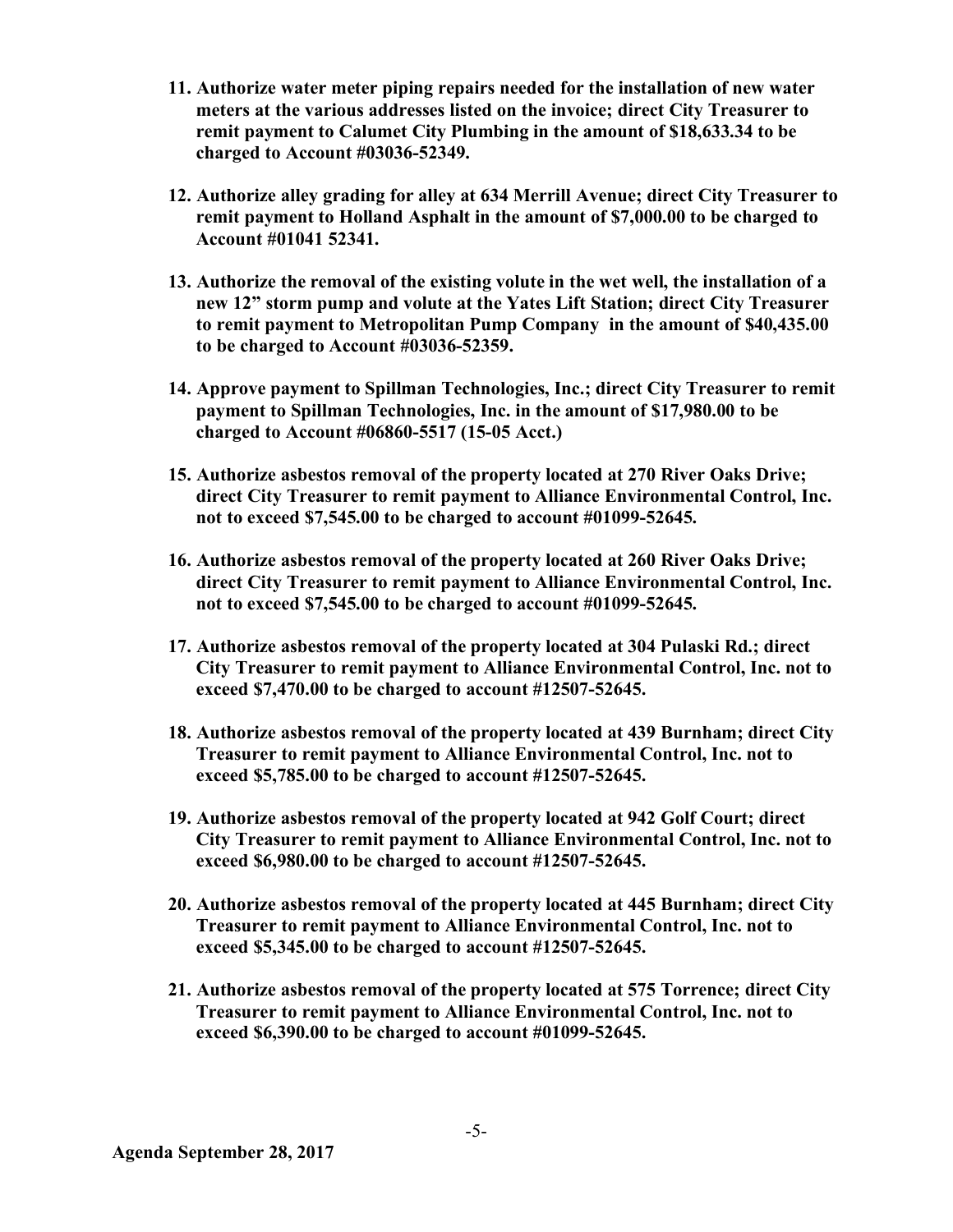11. **Authorize water meter piping repairs needed for the installation of new water meters at the various addresses listed on the invoice; direct City Treasurer to remit payment to Calumet City Plumbing in the amount of $18,633.34 to be charged to Account #03036-52349.**

12. **Authorize alley grading for alley at 634 Merrill Avenue; direct City Treasurer to remit payment to Holland Asphalt in the amount of $7,000.00 to be charged to Account #01041 52341.**

13. **Authorize the removal of the existing volute in the wet well, the installation of a new 12" storm pump and volute at the Yates Lift Station; direct City Treasurer to remit payment to Metropolitan Pump Company in the amount of $40,435.00 to be charged to Account #03036-52359.**

14. **Approve payment to Spillman Technologies, Inc.; direct City Treasurer to remit payment to Spillman Technologies, Inc. in the amount of $17,980.00 to be charged to Account #06860-5517 (15-05 Acct.)**

15. **Authorize asbestos removal of the property located at 270 River Oaks Drive; direct City Treasurer to remit payment to Alliance Environmental Control, Inc. not to exceed $7,545.00 to be charged to account #01099-52645.**

16. **Authorize asbestos removal of the property located at 260 River Oaks Drive; direct City Treasurer to remit payment to Alliance Environmental Control, Inc. not to exceed $7,545.00 to be charged to account #01099-52645.**

17. **Authorize asbestos removal of the property located at 304 Pulaski Rd.; direct City Treasurer to remit payment to Alliance Environmental Control, Inc. not to exceed $7,470.00 to be charged to account #12507-52645.**

18. **Authorize asbestos removal of the property located at 439 Burnham; direct City Treasurer to remit payment to Alliance Environmental Control, Inc. not to exceed $5,785.00 to be charged to account #12507-52645.**

19. **Authorize asbestos removal of the property located at 942 Golf Court; direct City Treasurer to remit payment to Alliance Environmental Control, Inc. not to exceed $6,980.00 to be charged to account #12507-52645.**

20. **Authorize asbestos removal of the property located at 445 Burnham; direct City Treasurer to remit payment to Alliance Environmental Control, Inc. not to exceed $5,345.00 to be charged to account #12507-52645.**

21. **Authorize asbestos removal of the property located at 575 Torrence; direct City Treasurer to remit payment to Alliance Environmental Control, Inc. not to exceed $6,390.00 to be charged to account #01099-52645.**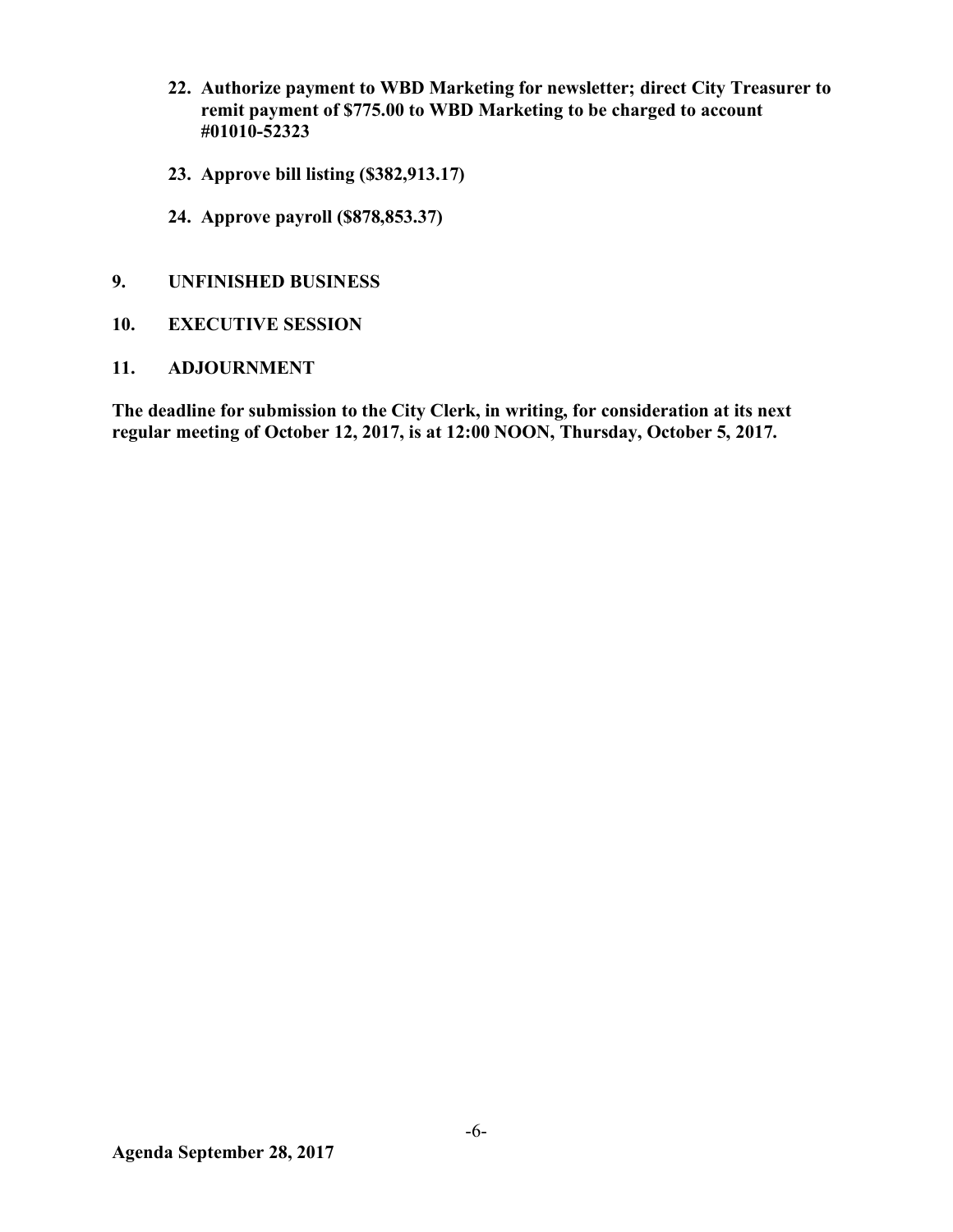22. **Authorize payment to WBD Marketing for newsletter; direct City Treasurer to remit payment of $775.00 to WBD Marketing to be charged to account #01010-52323**

23. **Approve bill listing ($382,913.17)**

24. **Approve payroll ($878,853.37)**

## 9. UNFINISHED BUSINESS

## 10. EXECUTIVE SESSION

## 11. ADJOURNMENT

**The deadline for submission to the City Clerk, in writing, for consideration at its next regular meeting of October 12, 2017, is at 12:00 NOON, Thursday, October 5, 2017.**